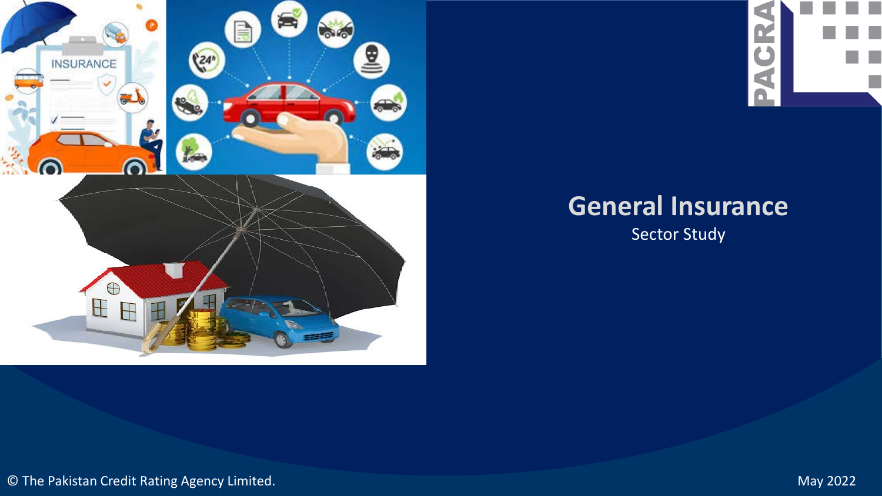# General Insurance

Sector Study

© The Pakistan Credit Rating Agency Limited.

May 2022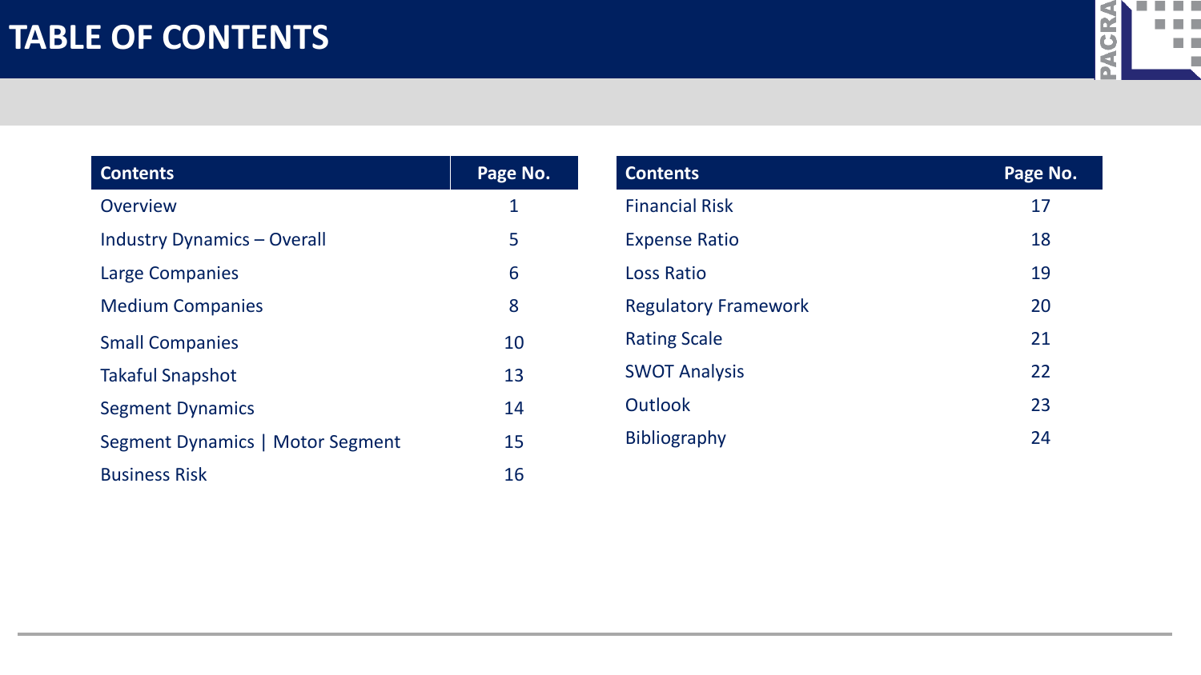# TABLE OF CONTENTS

| Contents | Page No. |
| --- | --- |
| Overview | 1 |
| Industry Dynamics – Overall | 5 |
| Large Companies | 6 |
| Medium Companies | 8 |
| Small Companies | 10 |
| Takaful Snapshot | 13 |
| Segment Dynamics | 14 |
| Segment Dynamics \| Motor Segment | 15 |
| Business Risk | 16 |

| Contents | Page No. |
| --- | --- |
| Financial Risk | 17 |
| Expense Ratio | 18 |
| Loss Ratio | 19 |
| Regulatory Framework | 20 |
| Rating Scale | 21 |
| SWOT Analysis | 22 |
| Outlook | 23 |
| Bibliography | 24 |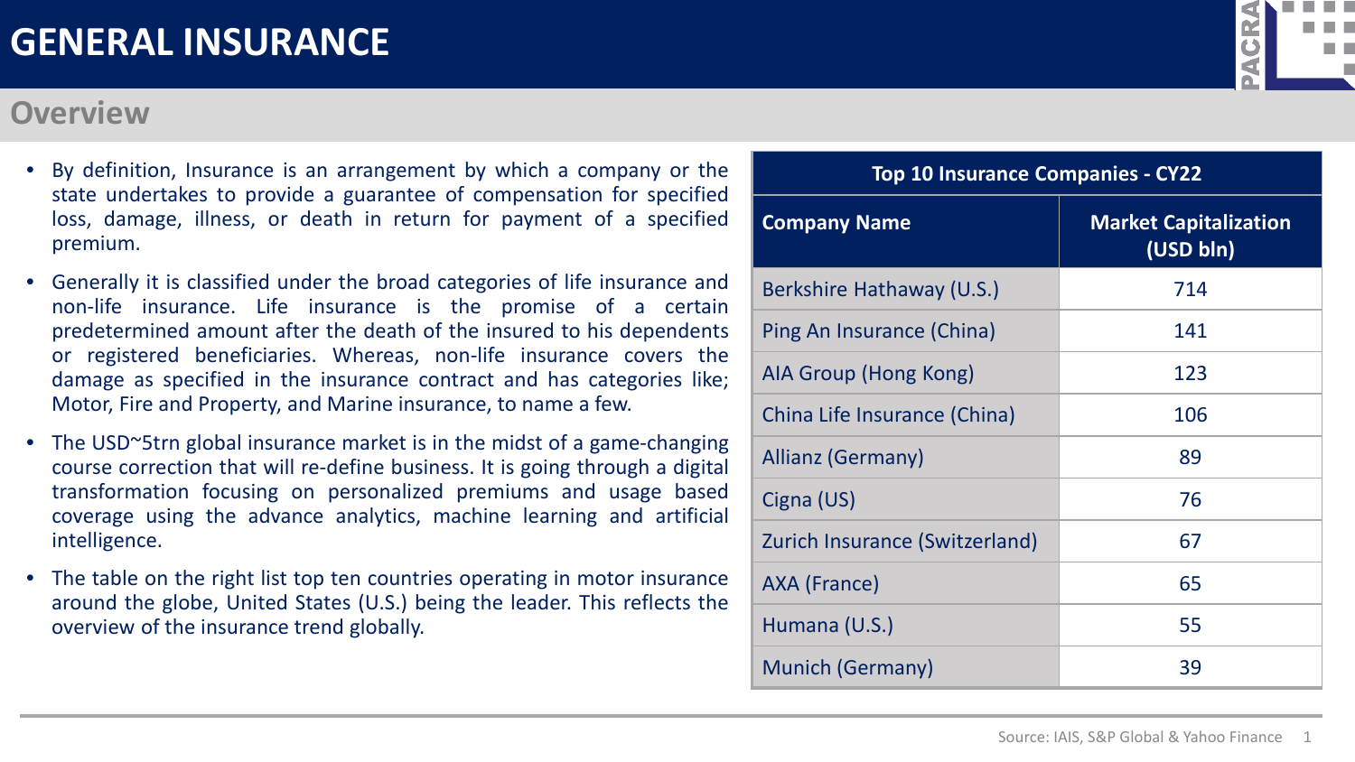# GENERAL INSURANCE

## Overview

- By definition, Insurance is an arrangement by which a company or the state undertakes to provide a guarantee of compensation for specified loss, damage, illness, or death in return for payment of a specified premium.
- Generally it is classified under the broad categories of life insurance and non-life insurance. Life insurance is the promise of a certain predetermined amount after the death of the insured to his dependents or registered beneficiaries. Whereas, non-life insurance covers the damage as specified in the insurance contract and has categories like; Motor, Fire and Property, and Marine insurance, to name a few.
- The USD~5trn global insurance market is in the midst of a game-changing course correction that will re-define business. It is going through a digital transformation focusing on personalized premiums and usage based coverage using the advance analytics, machine learning and artificial intelligence.
- The table on the right list top ten countries operating in motor insurance around the globe, United States (U.S.) being the leader. This reflects the overview of the insurance trend globally.

| Top 10 Insurance Companies - CY22 | |
|---|---|
| **Company Name** | **Market Capitalization (USD bln)** |
| Berkshire Hathaway (U.S.) | 714 |
| Ping An Insurance (China) | 141 |
| AIA Group (Hong Kong) | 123 |
| China Life Insurance (China) | 106 |
| Allianz (Germany) | 89 |
| Cigna (US) | 76 |
| Zurich Insurance (Switzerland) | 67 |
| AXA (France) | 65 |
| Humana (U.S.) | 55 |
| Munich (Germany) | 39 |

Source: IAIS, S&P Global & Yahoo Finance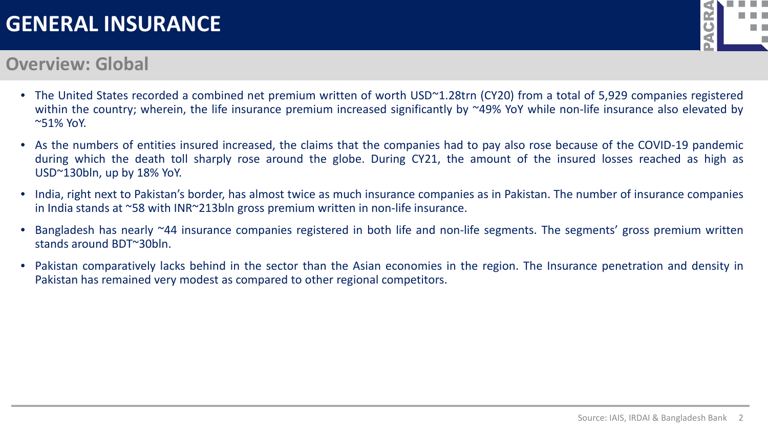# GENERAL INSURANCE

## Overview: Global

- The United States recorded a combined net premium written of worth USD~1.28trn (CY20) from a total of 5,929 companies registered within the country; wherein, the life insurance premium increased significantly by ~49% YoY while non-life insurance also elevated by ~51% YoY.
- As the numbers of entities insured increased, the claims that the companies had to pay also rose because of the COVID-19 pandemic during which the death toll sharply rose around the globe. During CY21, the amount of the insured losses reached as high as USD~130bln, up by 18% YoY.
- India, right next to Pakistan's border, has almost twice as much insurance companies as in Pakistan. The number of insurance companies in India stands at ~58 with INR~213bln gross premium written in non-life insurance.
- Bangladesh has nearly ~44 insurance companies registered in both life and non-life segments. The segments' gross premium written stands around BDT~30bln.
- Pakistan comparatively lacks behind in the sector than the Asian economies in the region. The Insurance penetration and density in Pakistan has remained very modest as compared to other regional competitors.

Source: IAIS, IRDAI & Bangladesh Bank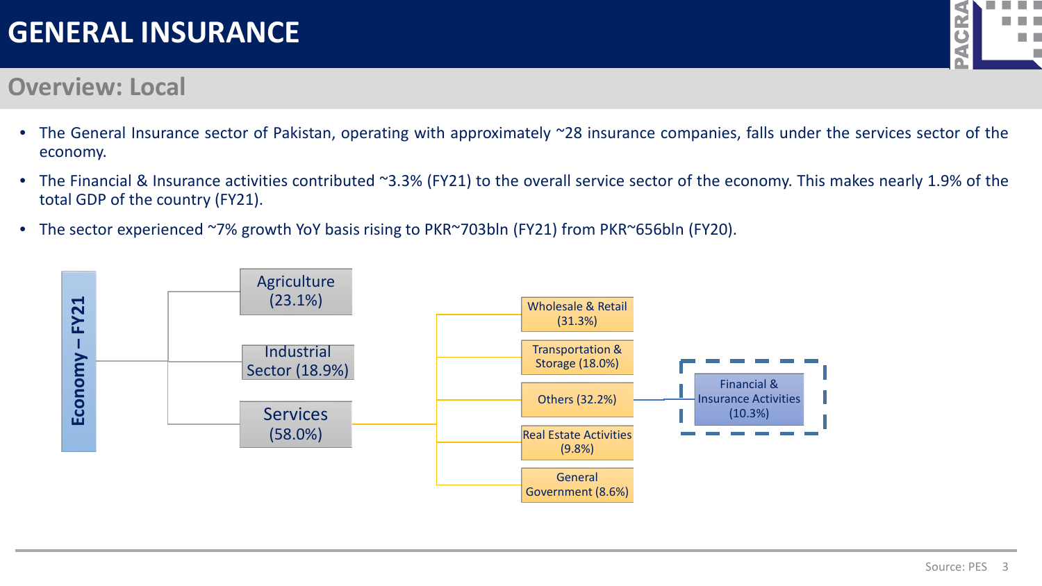# GENERAL INSURANCE

## Overview: Local

- The General Insurance sector of Pakistan, operating with approximately ~28 insurance companies, falls under the services sector of the economy.
- The Financial & Insurance activities contributed ~3.3% (FY21) to the overall service sector of the economy. This makes nearly 1.9% of the total GDP of the country (FY21).
- The sector experienced ~7% growth YoY basis rising to PKR~703bln (FY21) from PKR~656bln (FY20).

**Economy – FY21**

- Agriculture (23.1%)
- Industrial Sector (18.9%)
- Services (58.0%)
  - Wholesale & Retail (31.3%)
  - Transportation & Storage (18.0%)
  - Others (32.2%)
    - Financial & Insurance Activities (10.3%)
  - Real Estate Activities (9.8%)
  - General Government (8.6%)

Source: PES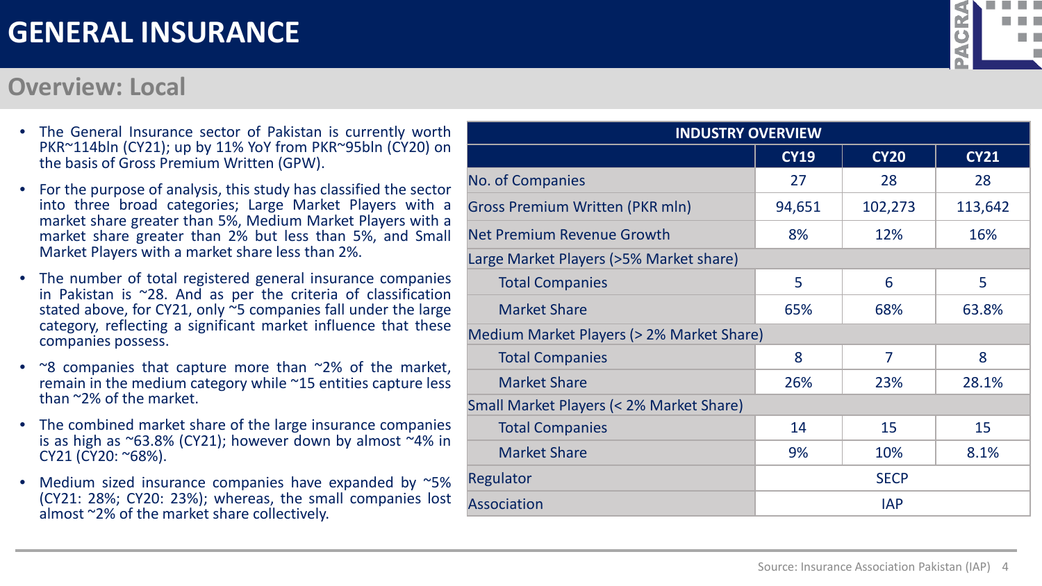# GENERAL INSURANCE

## Overview: Local

- The General Insurance sector of Pakistan is currently worth PKR~114bln (CY21); up by 11% YoY from PKR~95bln (CY20) on the basis of Gross Premium Written (GPW).
- For the purpose of analysis, this study has classified the sector into three broad categories; Large Market Players with a market share greater than 5%, Medium Market Players with a market share greater than 2% but less than 5%, and Small Market Players with a market share less than 2%.
- The number of total registered general insurance companies in Pakistan is ~28. And as per the criteria of classification stated above, for CY21, only ~5 companies fall under the large category, reflecting a significant market influence that these companies possess.
- ~8 companies that capture more than ~2% of the market, remain in the medium category while ~15 entities capture less than ~2% of the market.
- The combined market share of the large insurance companies is as high as ~63.8% (CY21); however down by almost ~4% in CY21 (CY20: ~68%).
- Medium sized insurance companies have expanded by ~5% (CY21: 28%; CY20: 23%); whereas, the small companies lost almost ~2% of the market share collectively.

| INDUSTRY OVERVIEW | | | |
|---|---|---|---|
| | CY19 | CY20 | CY21 |
| No. of Companies | 27 | 28 | 28 |
| Gross Premium Written (PKR mln) | 94,651 | 102,273 | 113,642 |
| Net Premium Revenue Growth | 8% | 12% | 16% |
| Large Market Players (>5% Market share) | | | |
| Total Companies | 5 | 6 | 5 |
| Market Share | 65% | 68% | 63.8% |
| Medium Market Players (> 2% Market Share) | | | |
| Total Companies | 8 | 7 | 8 |
| Market Share | 26% | 23% | 28.1% |
| Small Market Players (< 2% Market Share) | | | |
| Total Companies | 14 | 15 | 15 |
| Market Share | 9% | 10% | 8.1% |
| Regulator | SECP | | |
| Association | IAP | | |

Source: Insurance Association Pakistan (IAP)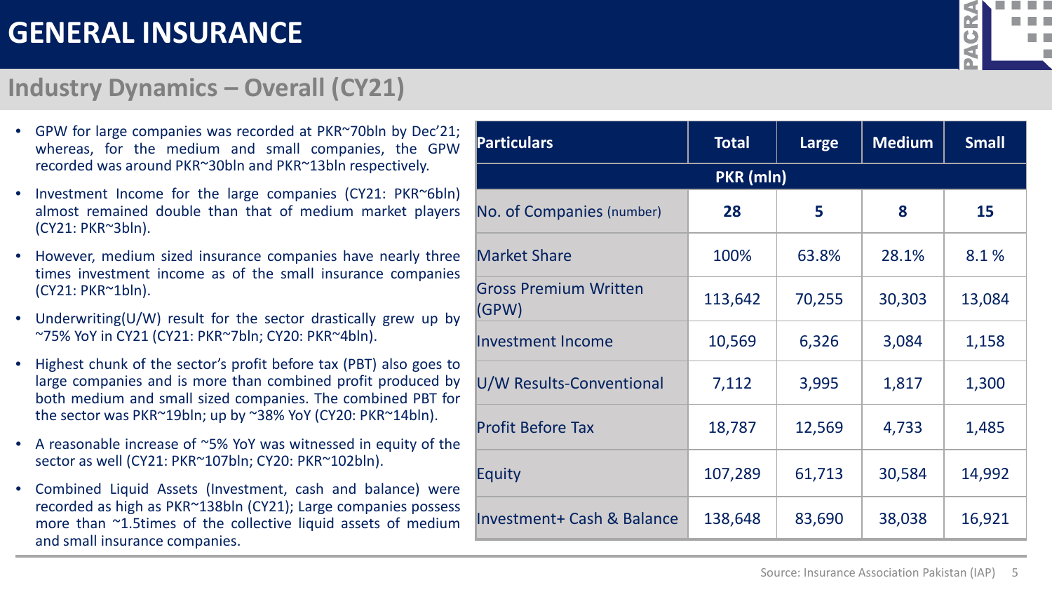# GENERAL INSURANCE

## Industry Dynamics – Overall (CY21)

- GPW for large companies was recorded at PKR~70bln by Dec'21; whereas, for the medium and small companies, the GPW recorded was around PKR~30bln and PKR~13bln respectively.
- Investment Income for the large companies (CY21: PKR~6bln) almost remained double than that of medium market players (CY21: PKR~3bln).
- However, medium sized insurance companies have nearly three times investment income as of the small insurance companies (CY21: PKR~1bln).
- Underwriting(U/W) result for the sector drastically grew up by ~75% YoY in CY21 (CY21: PKR~7bln; CY20: PKR~4bln).
- Highest chunk of the sector's profit before tax (PBT) also goes to large companies and is more than combined profit produced by both medium and small sized companies. The combined PBT for the sector was PKR~19bln; up by ~38% YoY (CY20: PKR~14bln).
- A reasonable increase of ~5% YoY was witnessed in equity of the sector as well (CY21: PKR~107bln; CY20: PKR~102bln).
- Combined Liquid Assets (Investment, cash and balance) were recorded as high as PKR~138bln (CY21); Large companies possess more than ~1.5times of the collective liquid assets of medium and small insurance companies.

| Particulars | Total | Large | Medium | Small |
|---|---|---|---|---|
| **PKR (mln)** | | | | |
| No. of Companies (number) | **28** | **5** | **8** | **15** |
| Market Share | 100% | 63.8% | 28.1% | 8.1 % |
| Gross Premium Written (GPW) | 113,642 | 70,255 | 30,303 | 13,084 |
| Investment Income | 10,569 | 6,326 | 3,084 | 1,158 |
| U/W Results-Conventional | 7,112 | 3,995 | 1,817 | 1,300 |
| Profit Before Tax | 18,787 | 12,569 | 4,733 | 1,485 |
| Equity | 107,289 | 61,713 | 30,584 | 14,992 |
| Investment+ Cash & Balance | 138,648 | 83,690 | 38,038 | 16,921 |

Source: Insurance Association Pakistan (IAP)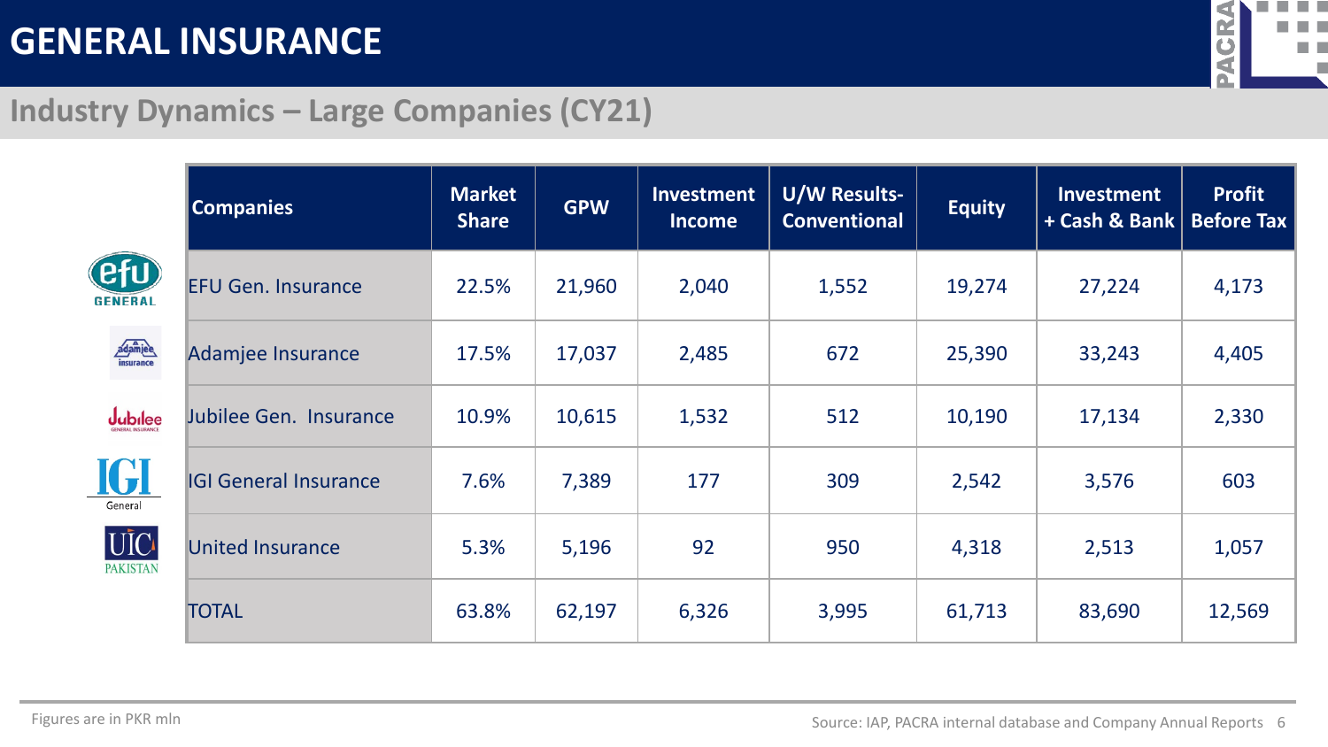# GENERAL INSURANCE

## Industry Dynamics – Large Companies (CY21)

| Companies | Market Share | GPW | Investment Income | U/W Results-Conventional | Equity | Investment + Cash & Bank | Profit Before Tax |
|---|---|---|---|---|---|---|---|
| EFU Gen. Insurance | 22.5% | 21,960 | 2,040 | 1,552 | 19,274 | 27,224 | 4,173 |
| Adamjee Insurance | 17.5% | 17,037 | 2,485 | 672 | 25,390 | 33,243 | 4,405 |
| Jubilee Gen. Insurance | 10.9% | 10,615 | 1,532 | 512 | 10,190 | 17,134 | 2,330 |
| IGI General Insurance | 7.6% | 7,389 | 177 | 309 | 2,542 | 3,576 | 603 |
| United Insurance | 5.3% | 5,196 | 92 | 950 | 4,318 | 2,513 | 1,057 |
| TOTAL | 63.8% | 62,197 | 6,326 | 3,995 | 61,713 | 83,690 | 12,569 |

Figures are in PKR mln

Source: IAP, PACRA internal database and Company Annual Reports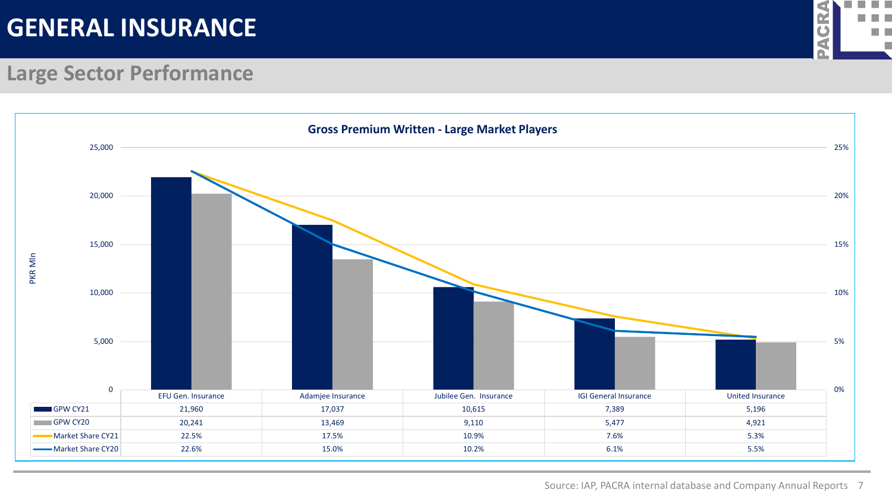# GENERAL INSURANCE

## Large Sector Performance

### Gross Premium Written - Large Market Players

| | EFU Gen. Insurance | Adamjee Insurance | Jubilee Gen. Insurance | IGI General Insurance | United Insurance |
|---|---|---|---|---|---|
| GPW CY21 | 21,960 | 17,037 | 10,615 | 7,389 | 5,196 |
| GPW CY20 | 20,241 | 13,469 | 9,110 | 5,477 | 4,921 |
| Market Share CY21 | 22.5% | 17.5% | 10.9% | 7.6% | 5.3% |
| Market Share CY20 | 22.6% | 15.0% | 10.2% | 6.1% | 5.5% |

PKR Mln

Source: IAP, PACRA internal database and Company Annual Reports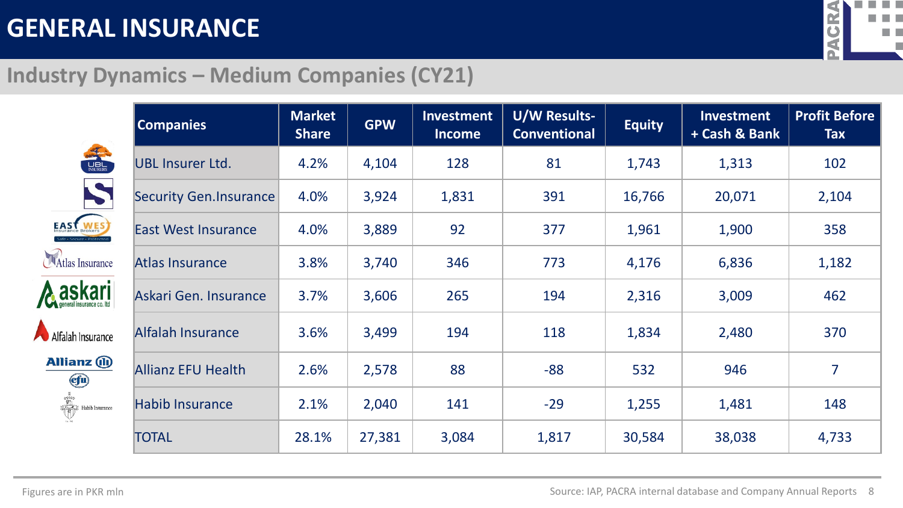# GENERAL INSURANCE

## Industry Dynamics – Medium Companies (CY21)

| Companies | Market Share | GPW | Investment Income | U/W Results-Conventional | Equity | Investment + Cash & Bank | Profit Before Tax |
|---|---|---|---|---|---|---|---|
| UBL Insurer Ltd. | 4.2% | 4,104 | 128 | 81 | 1,743 | 1,313 | 102 |
| Security Gen.Insurance | 4.0% | 3,924 | 1,831 | 391 | 16,766 | 20,071 | 2,104 |
| East West Insurance | 4.0% | 3,889 | 92 | 377 | 1,961 | 1,900 | 358 |
| Atlas Insurance | 3.8% | 3,740 | 346 | 773 | 4,176 | 6,836 | 1,182 |
| Askari Gen. Insurance | 3.7% | 3,606 | 265 | 194 | 2,316 | 3,009 | 462 |
| Alfalah Insurance | 3.6% | 3,499 | 194 | 118 | 1,834 | 2,480 | 370 |
| Allianz EFU Health | 2.6% | 2,578 | 88 | -88 | 532 | 946 | 7 |
| Habib Insurance | 2.1% | 2,040 | 141 | -29 | 1,255 | 1,481 | 148 |
| TOTAL | 28.1% | 27,381 | 3,084 | 1,817 | 30,584 | 38,038 | 4,733 |

Figures are in PKR mln

Source: IAP, PACRA internal database and Company Annual Reports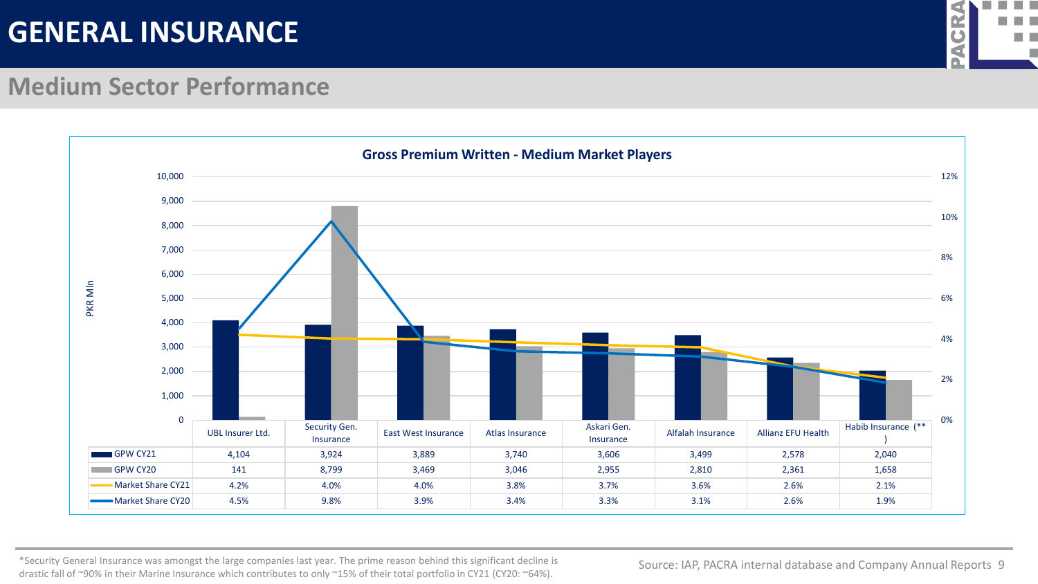# GENERAL INSURANCE

## Medium Sector Performance

### Gross Premium Written - Medium Market Players

| | UBL Insurer Ltd. | Security Gen. Insurance | East West Insurance | Atlas Insurance | Askari Gen. Insurance | Alfalah Insurance | Allianz EFU Health | Habib Insurance (**) |
|---|---|---|---|---|---|---|---|---|
| GPW CY21 | 4,104 | 3,924 | 3,889 | 3,740 | 3,606 | 3,499 | 2,578 | 2,040 |
| GPW CY20 | 141 | 8,799 | 3,469 | 3,046 | 2,955 | 2,810 | 2,361 | 1,658 |
| Market Share CY21 | 4.2% | 4.0% | 4.0% | 3.8% | 3.7% | 3.6% | 2.6% | 2.1% |
| Market Share CY20 | 4.5% | 9.8% | 3.9% | 3.4% | 3.3% | 3.1% | 2.6% | 1.9% |

PKR Mln

*Security General Insurance was amongst the large companies last year. The prime reason behind this significant decline is drastic fall of ~90% in their Marine Insurance which contributes to only ~15% of their total portfolio in CY21 (CY20: ~64%).

Source: IAP, PACRA internal database and Company Annual Reports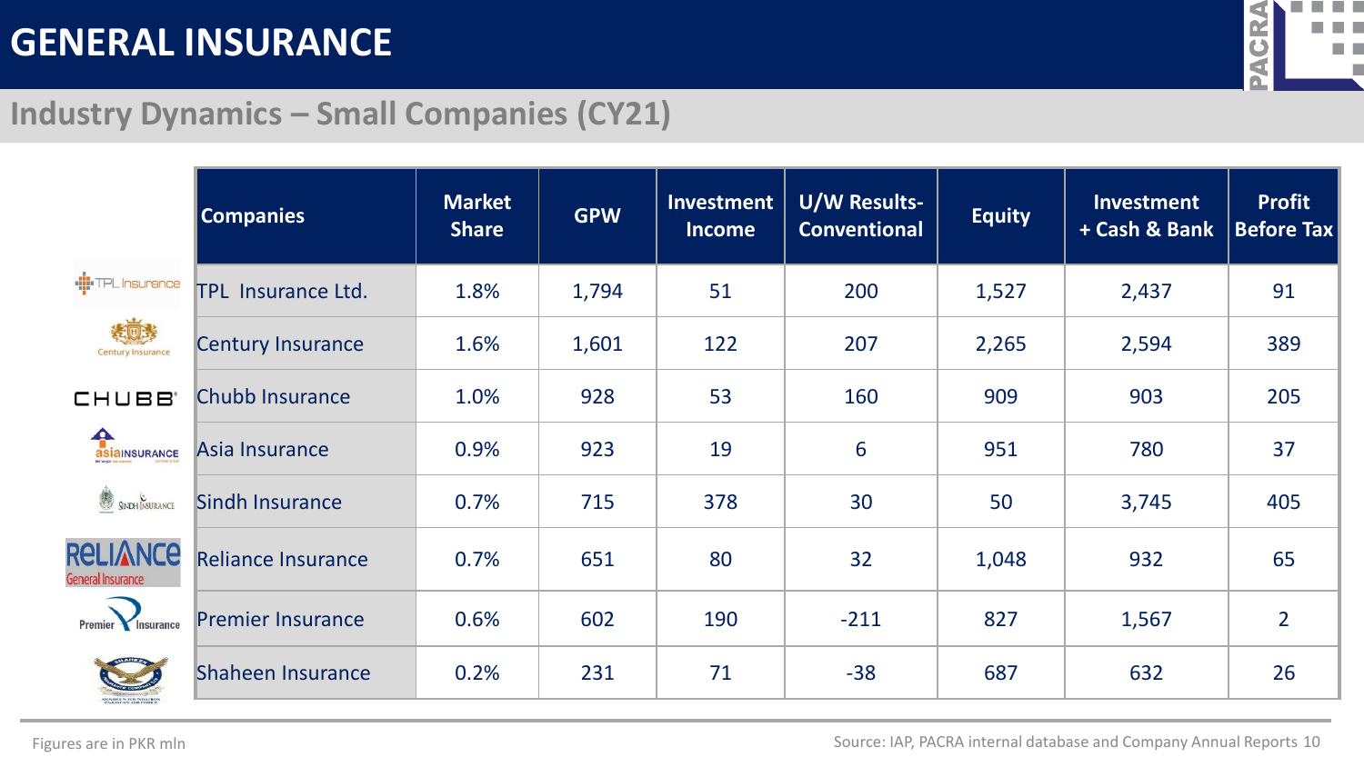# GENERAL INSURANCE

## Industry Dynamics – Small Companies (CY21)

| Companies | Market Share | GPW | Investment Income | U/W Results-Conventional | Equity | Investment + Cash & Bank | Profit Before Tax |
|---|---|---|---|---|---|---|---|
| TPL Insurance Ltd. | 1.8% | 1,794 | 51 | 200 | 1,527 | 2,437 | 91 |
| Century Insurance | 1.6% | 1,601 | 122 | 207 | 2,265 | 2,594 | 389 |
| Chubb Insurance | 1.0% | 928 | 53 | 160 | 909 | 903 | 205 |
| Asia Insurance | 0.9% | 923 | 19 | 6 | 951 | 780 | 37 |
| Sindh Insurance | 0.7% | 715 | 378 | 30 | 50 | 3,745 | 405 |
| Reliance Insurance | 0.7% | 651 | 80 | 32 | 1,048 | 932 | 65 |
| Premier Insurance | 0.6% | 602 | 190 | -211 | 827 | 1,567 | 2 |
| Shaheen Insurance | 0.2% | 231 | 71 | -38 | 687 | 632 | 26 |

Figures are in PKR mln

Source: IAP, PACRA internal database and Company Annual Reports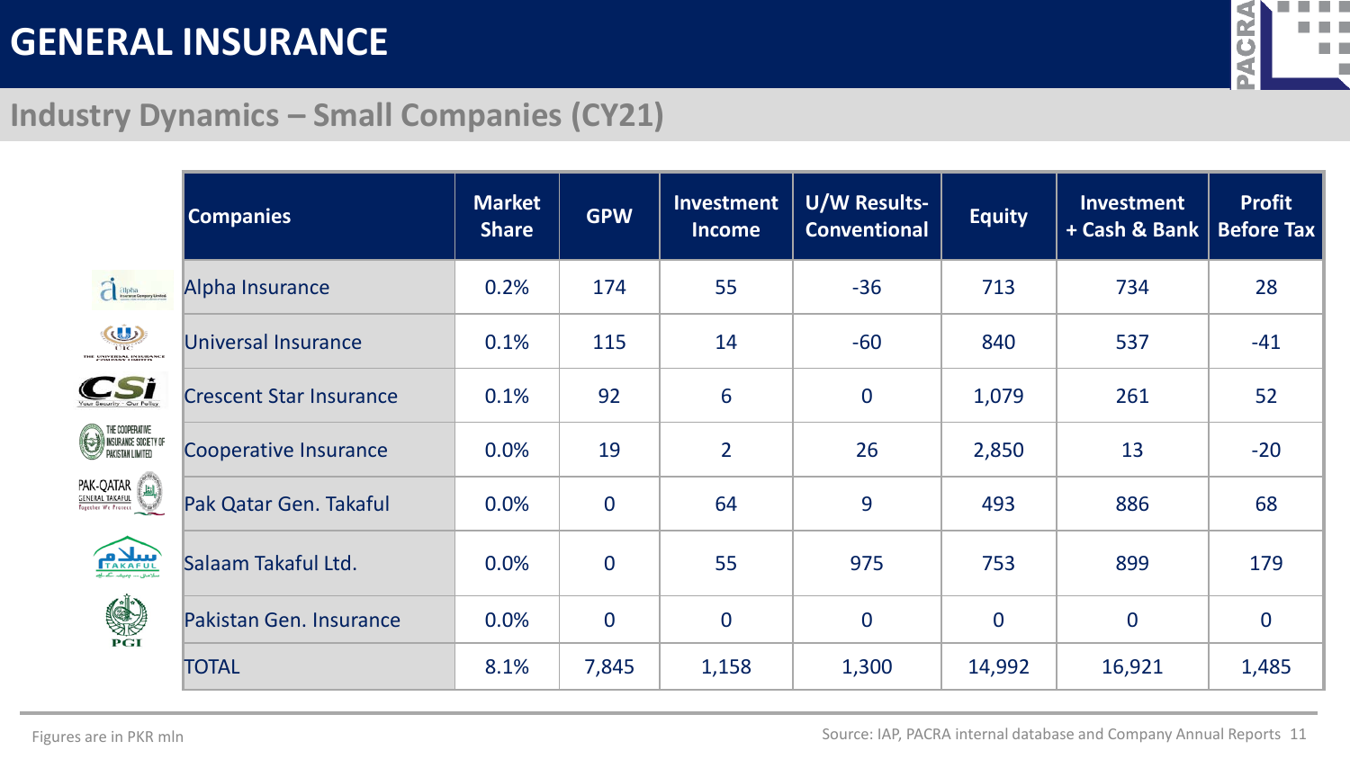# GENERAL INSURANCE

## Industry Dynamics – Small Companies (CY21)

| Companies | Market Share | GPW | Investment Income | U/W Results-Conventional | Equity | Investment + Cash & Bank | Profit Before Tax |
|---|---|---|---|---|---|---|---|
| Alpha Insurance | 0.2% | 174 | 55 | -36 | 713 | 734 | 28 |
| Universal Insurance | 0.1% | 115 | 14 | -60 | 840 | 537 | -41 |
| Crescent Star Insurance | 0.1% | 92 | 6 | 0 | 1,079 | 261 | 52 |
| Cooperative Insurance | 0.0% | 19 | 2 | 26 | 2,850 | 13 | -20 |
| Pak Qatar Gen. Takaful | 0.0% | 0 | 64 | 9 | 493 | 886 | 68 |
| Salaam Takaful Ltd. | 0.0% | 0 | 55 | 975 | 753 | 899 | 179 |
| Pakistan Gen. Insurance | 0.0% | 0 | 0 | 0 | 0 | 0 | 0 |
| TOTAL | 8.1% | 7,845 | 1,158 | 1,300 | 14,992 | 16,921 | 1,485 |

Figures are in PKR mln

Source: IAP, PACRA internal database and Company Annual Reports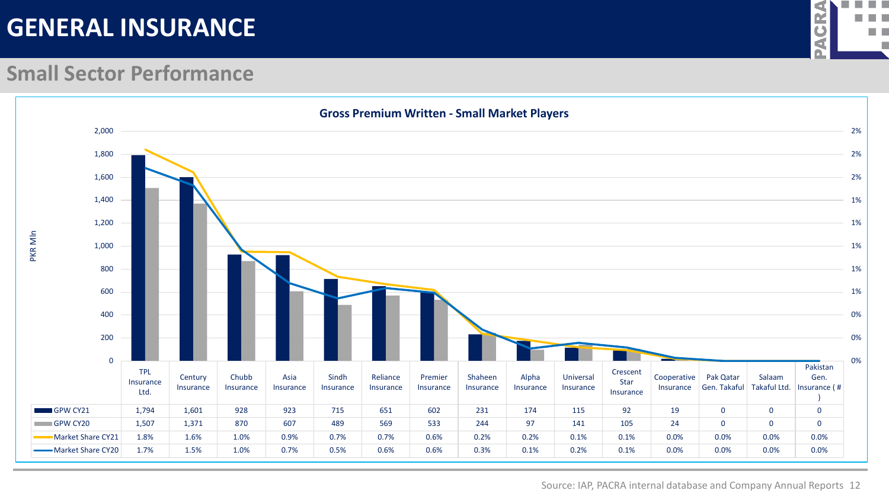# GENERAL INSURANCE

## Small Sector Performance

### Gross Premium Written - Small Market Players

PKR Mln

| | TPL Insurance Ltd. | Century Insurance | Chubb Insurance | Asia Insurance | Sindh Insurance | Reliance Insurance | Premier Insurance | Shaheen Insurance | Alpha Insurance | Universal Insurance | Crescent Star Insurance | Cooperative Insurance | Pak Qatar Gen. Takaful | Salaam Takaful Ltd. | Pakistan Gen. Insurance ( # ) |
|---|---|---|---|---|---|---|---|---|---|---|---|---|---|---|---|
| GPW CY21 | 1,794 | 1,601 | 928 | 923 | 715 | 651 | 602 | 231 | 174 | 115 | 92 | 19 | 0 | 0 | 0 |
| GPW CY20 | 1,507 | 1,371 | 870 | 607 | 489 | 569 | 533 | 244 | 97 | 141 | 105 | 24 | 0 | 0 | 0 |
| Market Share CY21 | 1.8% | 1.6% | 1.0% | 0.9% | 0.7% | 0.7% | 0.6% | 0.2% | 0.2% | 0.1% | 0.1% | 0.0% | 0.0% | 0.0% | 0.0% |
| Market Share CY20 | 1.7% | 1.5% | 1.0% | 0.7% | 0.5% | 0.6% | 0.6% | 0.3% | 0.1% | 0.2% | 0.1% | 0.0% | 0.0% | 0.0% | 0.0% |

Source: IAP, PACRA internal database and Company Annual Reports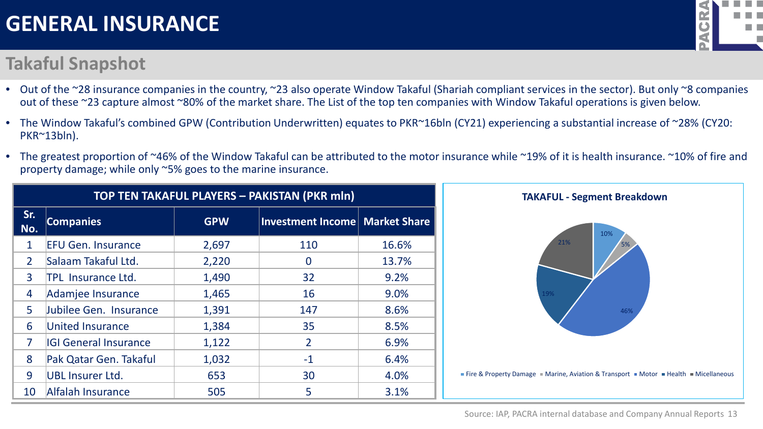# GENERAL INSURANCE

## Takaful Snapshot

- Out of the ~28 insurance companies in the country, ~23 also operate Window Takaful (Shariah compliant services in the sector). But only ~8 companies out of these ~23 capture almost ~80% of the market share. The List of the top ten companies with Window Takaful operations is given below.
- The Window Takaful's combined GPW (Contribution Underwritten) equates to PKR~16bln (CY21) experiencing a substantial increase of ~28% (CY20: PKR~13bln).
- The greatest proportion of ~46% of the Window Takaful can be attributed to the motor insurance while ~19% of it is health insurance. ~10% of fire and property damage; while only ~5% goes to the marine insurance.

**TOP TEN TAKAFUL PLAYERS – PAKISTAN (PKR mln)**

| Sr. No. | Companies | GPW | Investment Income | Market Share |
|---|---|---|---|---|
| 1 | EFU Gen. Insurance | 2,697 | 110 | 16.6% |
| 2 | Salaam Takaful Ltd. | 2,220 | 0 | 13.7% |
| 3 | TPL Insurance Ltd. | 1,490 | 32 | 9.2% |
| 4 | Adamjee Insurance | 1,465 | 16 | 9.0% |
| 5 | Jubilee Gen. Insurance | 1,391 | 147 | 8.6% |
| 6 | United Insurance | 1,384 | 35 | 8.5% |
| 7 | IGI General Insurance | 1,122 | 2 | 6.9% |
| 8 | Pak Qatar Gen. Takaful | 1,032 | -1 | 6.4% |
| 9 | UBL Insurer Ltd. | 653 | 30 | 4.0% |
| 10 | Alfalah Insurance | 505 | 5 | 3.1% |

**TAKAFUL - Segment Breakdown**

| Segment | Share |
|---|---|
| Fire & Property Damage | 10% |
| Marine, Aviation & Transport | 5% |
| Motor | 46% |
| Health | 19% |
| Micellaneous | 21% |

Source: IAP, PACRA internal database and Company Annual Reports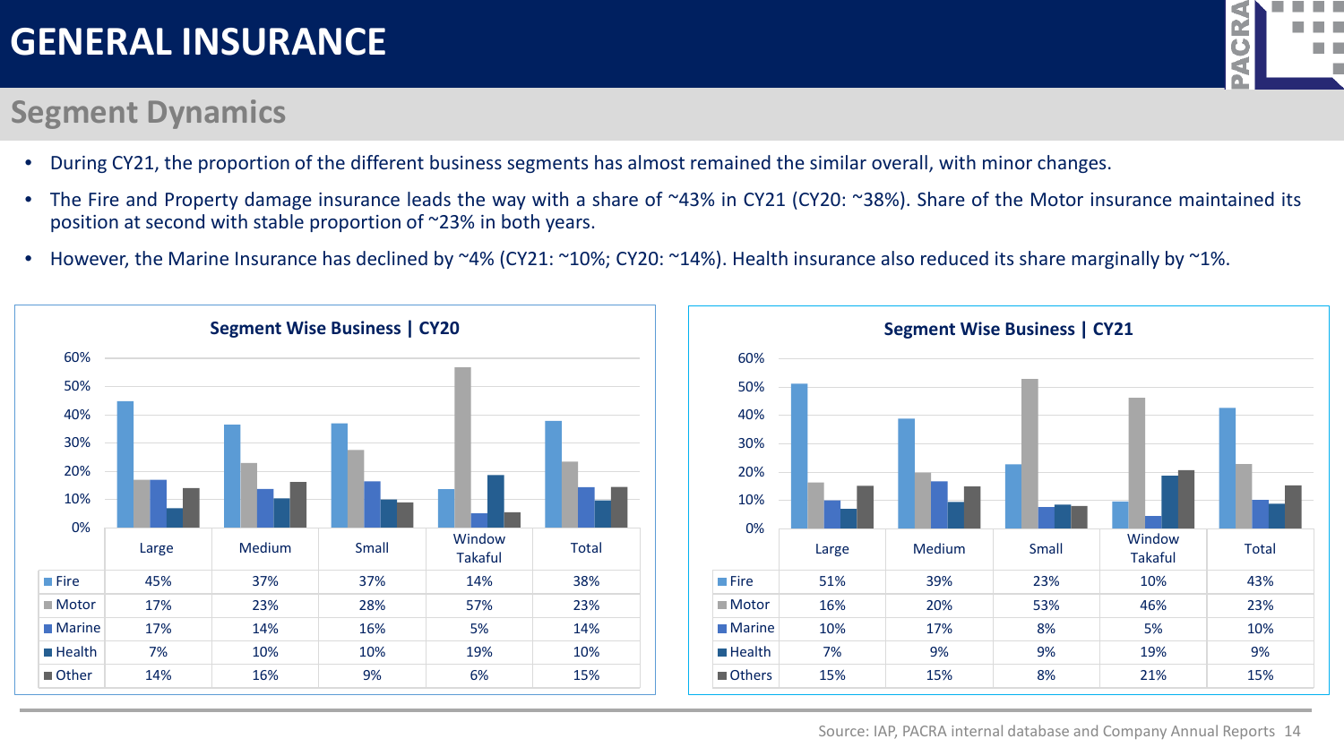# GENERAL INSURANCE

## Segment Dynamics

- During CY21, the proportion of the different business segments has almost remained the similar overall, with minor changes.
- The Fire and Property damage insurance leads the way with a share of ~43% in CY21 (CY20: ~38%). Share of the Motor insurance maintained its position at second with stable proportion of ~23% in both years.
- However, the Marine Insurance has declined by ~4% (CY21: ~10%; CY20: ~14%). Health insurance also reduced its share marginally by ~1%.

### Segment Wise Business | CY20

| | Large | Medium | Small | Window Takaful | Total |
|---|---|---|---|---|---|
| Fire | 45% | 37% | 37% | 14% | 38% |
| Motor | 17% | 23% | 28% | 57% | 23% |
| Marine | 17% | 14% | 16% | 5% | 14% |
| Health | 7% | 10% | 10% | 19% | 10% |
| Other | 14% | 16% | 9% | 6% | 15% |

### Segment Wise Business | CY21

| | Large | Medium | Small | Window Takaful | Total |
|---|---|---|---|---|---|
| Fire | 51% | 39% | 23% | 10% | 43% |
| Motor | 16% | 20% | 53% | 46% | 23% |
| Marine | 10% | 17% | 8% | 5% | 10% |
| Health | 7% | 9% | 9% | 19% | 9% |
| Others | 15% | 15% | 8% | 21% | 15% |

Source: IAP, PACRA internal database and Company Annual Reports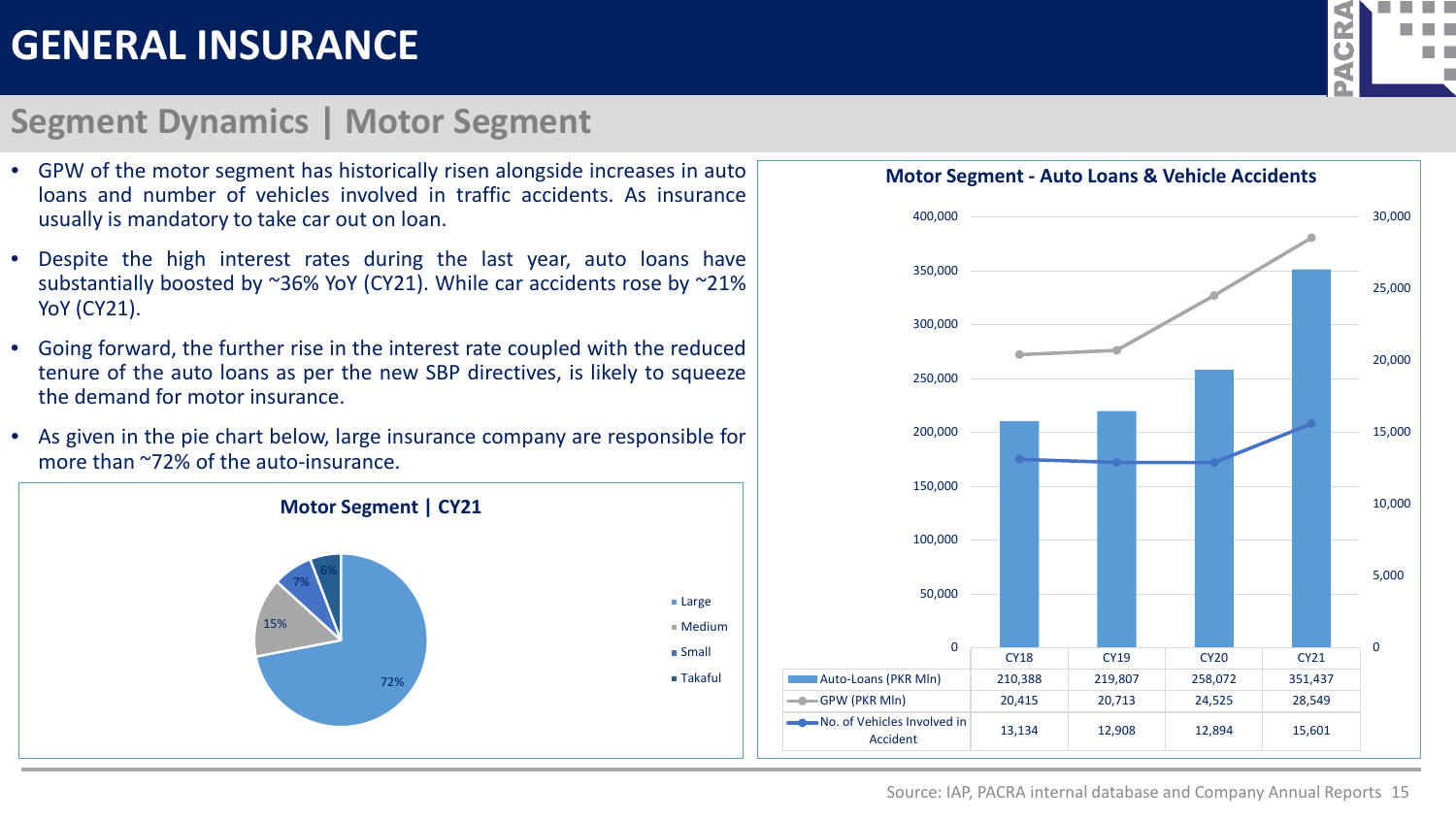# GENERAL INSURANCE

## Segment Dynamics | Motor Segment

- GPW of the motor segment has historically risen alongside increases in auto loans and number of vehicles involved in traffic accidents. As insurance usually is mandatory to take car out on loan.
- Despite the high interest rates during the last year, auto loans have substantially boosted by ~36% YoY (CY21). While car accidents rose by ~21% YoY (CY21).
- Going forward, the further rise in the interest rate coupled with the reduced tenure of the auto loans as per the new SBP directives, is likely to squeeze the demand for motor insurance.
- As given in the pie chart below, large insurance company are responsible for more than ~72% of the auto-insurance.

**Motor Segment | CY21**

| Segment | Share |
|---|---|
| Large | 72% |
| Medium | 15% |
| Small | 7% |
| Takaful | 6% |

**Motor Segment - Auto Loans & Vehicle Accidents**

| | CY18 | CY19 | CY20 | CY21 |
|---|---|---|---|---|
| Auto-Loans (PKR Mln) | 210,388 | 219,807 | 258,072 | 351,437 |
| GPW (PKR Mln) | 20,415 | 20,713 | 24,525 | 28,549 |
| No. of Vehicles Involved in Accident | 13,134 | 12,908 | 12,894 | 15,601 |

Source: IAP, PACRA internal database and Company Annual Reports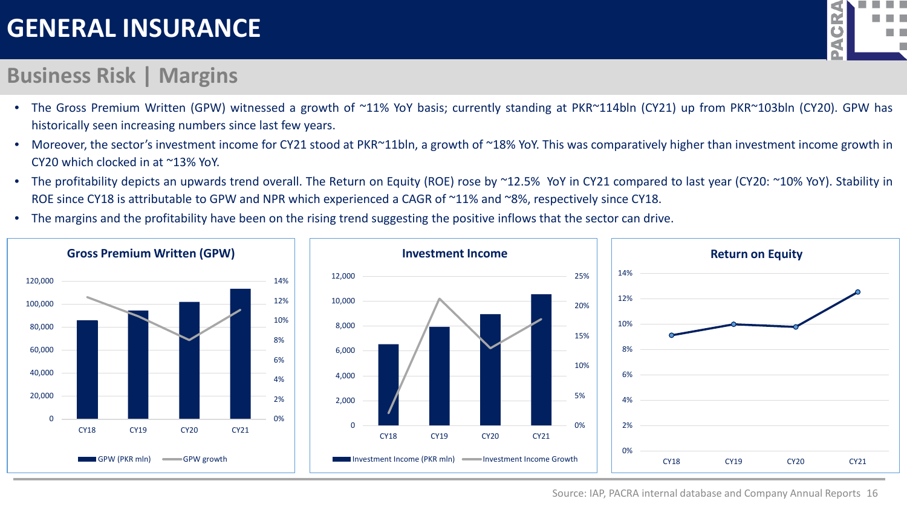# GENERAL INSURANCE

## Business Risk | Margins

- The Gross Premium Written (GPW) witnessed a growth of ~11% YoY basis; currently standing at PKR~114bln (CY21) up from PKR~103bln (CY20). GPW has historically seen increasing numbers since last few years.
- Moreover, the sector's investment income for CY21 stood at PKR~11bln, a growth of ~18% YoY. This was comparatively higher than investment income growth in CY20 which clocked in at ~13% YoY.
- The profitability depicts an upwards trend overall. The Return on Equity (ROE) rose by ~12.5% YoY in CY21 compared to last year (CY20: ~10% YoY). Stability in ROE since CY18 is attributable to GPW and NPR which experienced a CAGR of ~11% and ~8%, respectively since CY18.
- The margins and the profitability have been on the rising trend suggesting the positive inflows that the sector can drive.

**Gross Premium Written (GPW)**

Legend: GPW (PKR mln), GPW growth

**Investment Income**

Legend: Investment Income (PKR mln), Investment Income Growth

**Return on Equity**

Source: IAP, PACRA internal database and Company Annual Reports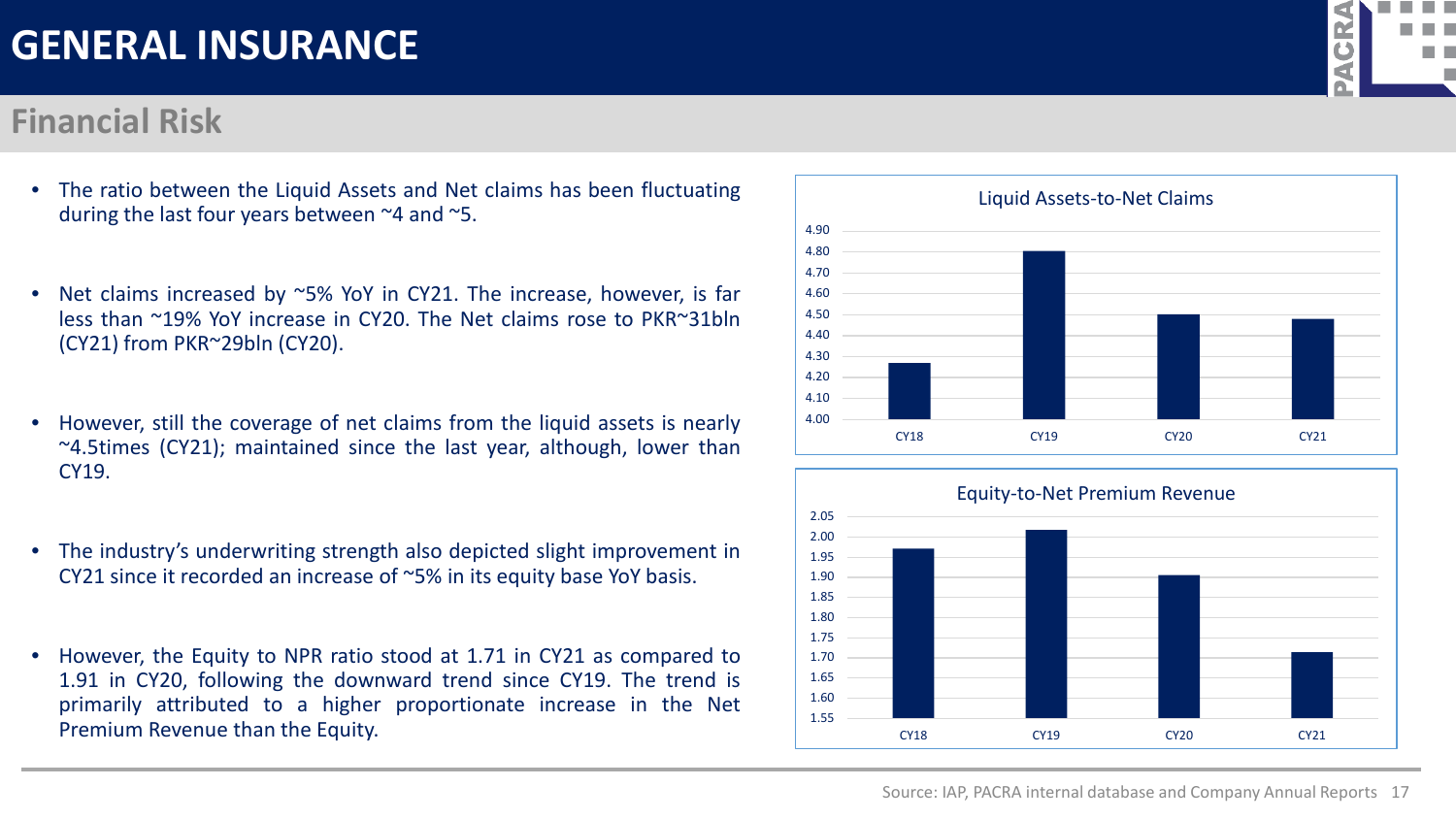# GENERAL INSURANCE

## Financial Risk

- The ratio between the Liquid Assets and Net claims has been fluctuating during the last four years between ~4 and ~5.
- Net claims increased by ~5% YoY in CY21. The increase, however, is far less than ~19% YoY increase in CY20. The Net claims rose to PKR~31bln (CY21) from PKR~29bln (CY20).
- However, still the coverage of net claims from the liquid assets is nearly ~4.5times (CY21); maintained since the last year, although, lower than CY19.
- The industry's underwriting strength also depicted slight improvement in CY21 since it recorded an increase of ~5% in its equity base YoY basis.
- However, the Equity to NPR ratio stood at 1.71 in CY21 as compared to 1.91 in CY20, following the downward trend since CY19. The trend is primarily attributed to a higher proportionate increase in the Net Premium Revenue than the Equity.

**Liquid Assets-to-Net Claims**

| | CY18 | CY19 | CY20 | CY21 |
|---|---|---|---|---|
| Liquid Assets-to-Net Claims | ~4.27 | ~4.80 | ~4.50 | ~4.48 |

**Equity-to-Net Premium Revenue**

| | CY18 | CY19 | CY20 | CY21 |
|---|---|---|---|---|
| Equity-to-Net Premium Revenue | ~1.97 | ~2.02 | ~1.91 | ~1.71 |

Source: IAP, PACRA internal database and Company Annual Reports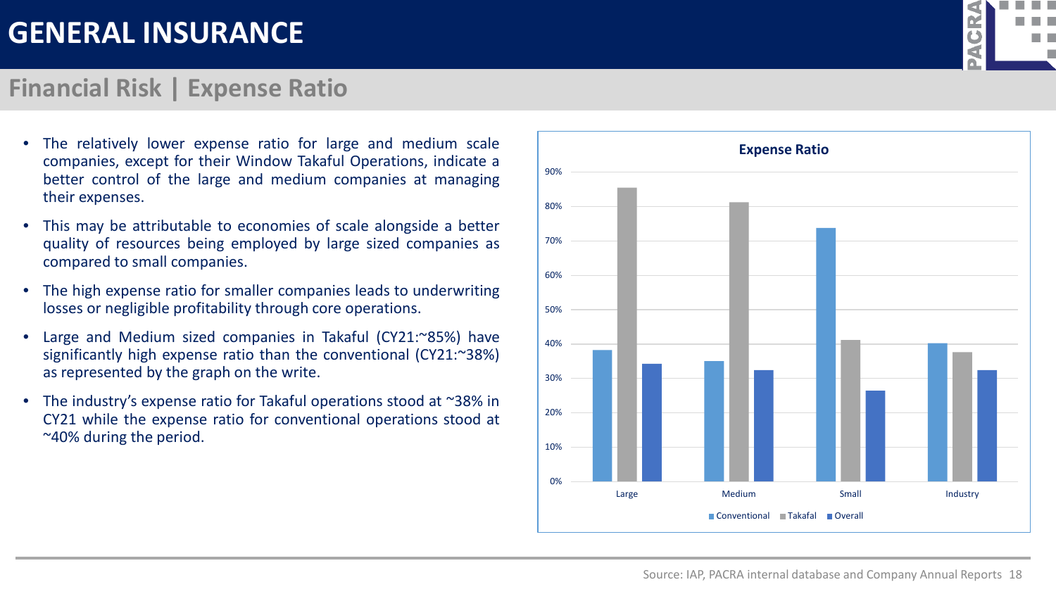# GENERAL INSURANCE

## Financial Risk | Expense Ratio

- The relatively lower expense ratio for large and medium scale companies, except for their Window Takaful Operations, indicate a better control of the large and medium companies at managing their expenses.
- This may be attributable to economies of scale alongside a better quality of resources being employed by large sized companies as compared to small companies.
- The high expense ratio for smaller companies leads to underwriting losses or negligible profitability through core operations.
- Large and Medium sized companies in Takaful (CY21:~85%) have significantly high expense ratio than the conventional (CY21:~38%) as represented by the graph on the write.
- The industry's expense ratio for Takaful operations stood at ~38% in CY21 while the expense ratio for conventional operations stood at ~40% during the period.

**Expense Ratio**

| | Conventional | Takaful | Overall |
|---|---|---|---|
| Large | ~38% | ~85% | ~34% |
| Medium | ~35% | ~81% | ~32% |
| Small | ~74% | ~41% | ~26% |
| Industry | ~40% | ~38% | ~32% |

Source: IAP, PACRA internal database and Company Annual Reports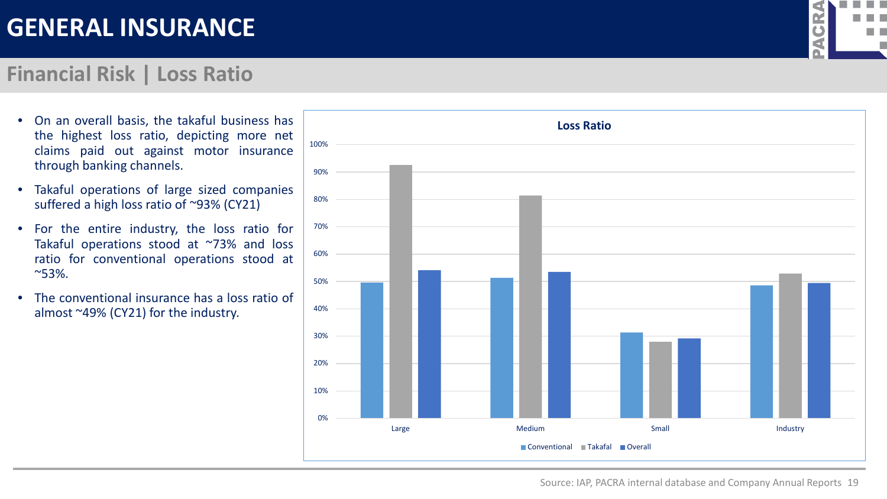# GENERAL INSURANCE

## Financial Risk | Loss Ratio

- On an overall basis, the takaful business has the highest loss ratio, depicting more net claims paid out against motor insurance through banking channels.
- Takaful operations of large sized companies suffered a high loss ratio of ~93% (CY21)
- For the entire industry, the loss ratio for Takaful operations stood at ~73% and loss ratio for conventional operations stood at ~53%.
- The conventional insurance has a loss ratio of almost ~49% (CY21) for the industry.

**Loss Ratio**

| | Conventional | Takaful | Overall |
|---|---|---|---|
| Large | ~50% | ~93% | ~54% |
| Medium | ~51% | ~81% | ~53% |
| Small | ~31% | ~28% | ~29% |
| Industry | ~49% | ~53% | ~49% |

Source: IAP, PACRA internal database and Company Annual Reports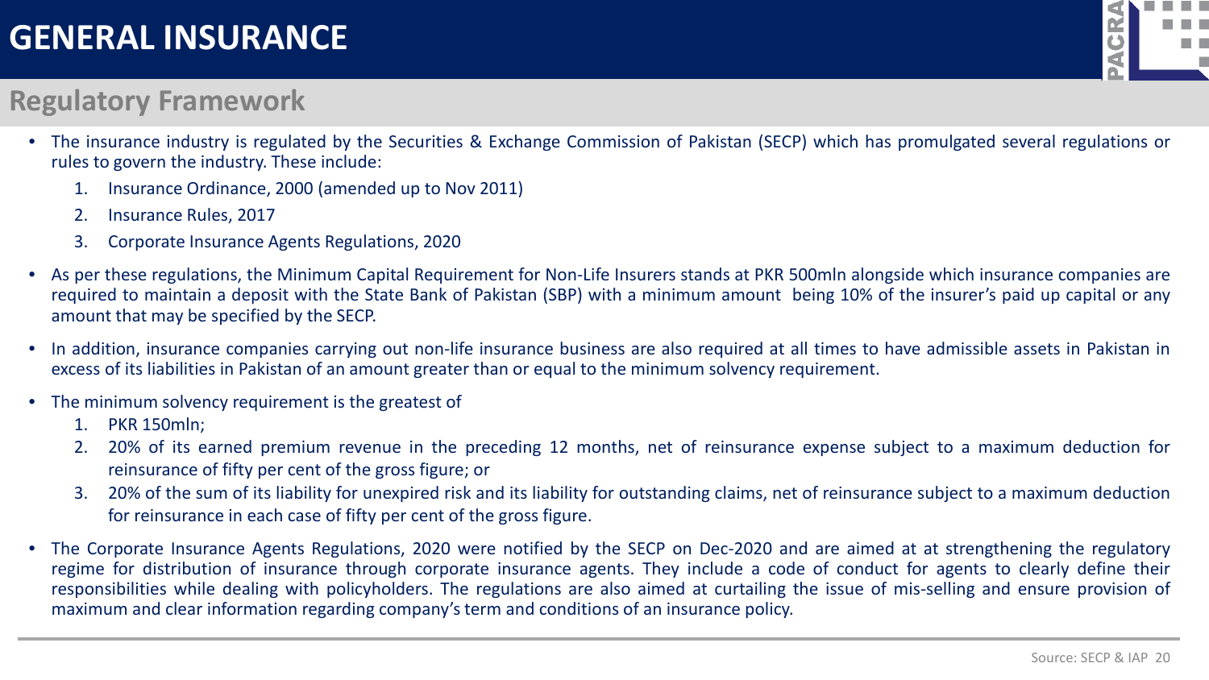# GENERAL INSURANCE

## Regulatory Framework

- The insurance industry is regulated by the Securities & Exchange Commission of Pakistan (SECP) which has promulgated several regulations or rules to govern the industry. These include:
    1. Insurance Ordinance, 2000 (amended up to Nov 2011)
    2. Insurance Rules, 2017
    3. Corporate Insurance Agents Regulations, 2020
- As per these regulations, the Minimum Capital Requirement for Non-Life Insurers stands at PKR 500mln alongside which insurance companies are required to maintain a deposit with the State Bank of Pakistan (SBP) with a minimum amount being 10% of the insurer's paid up capital or any amount that may be specified by the SECP.
- In addition, insurance companies carrying out non-life insurance business are also required at all times to have admissible assets in Pakistan in excess of its liabilities in Pakistan of an amount greater than or equal to the minimum solvency requirement.
- The minimum solvency requirement is the greatest of
    1. PKR 150mln;
    2. 20% of its earned premium revenue in the preceding 12 months, net of reinsurance expense subject to a maximum deduction for reinsurance of fifty per cent of the gross figure; or
    3. 20% of the sum of its liability for unexpired risk and its liability for outstanding claims, net of reinsurance subject to a maximum deduction for reinsurance in each case of fifty per cent of the gross figure.
- The Corporate Insurance Agents Regulations, 2020 were notified by the SECP on Dec-2020 and are aimed at at strengthening the regulatory regime for distribution of insurance through corporate insurance agents. They include a code of conduct for agents to clearly define their responsibilities while dealing with policyholders. The regulations are also aimed at curtailing the issue of mis-selling and ensure provision of maximum and clear information regarding company's term and conditions of an insurance policy.

Source: SECP & IAP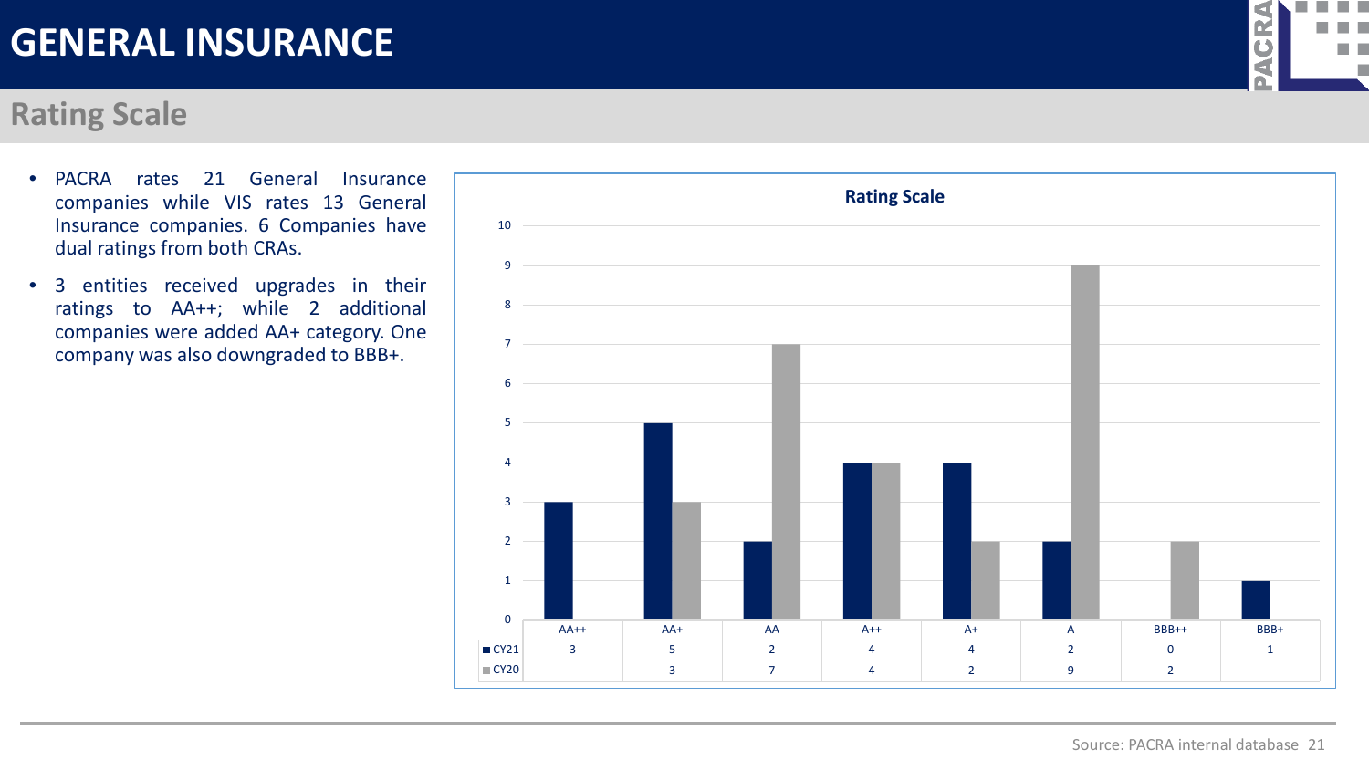# GENERAL INSURANCE

## Rating Scale

- PACRA rates 21 General Insurance companies while VIS rates 13 General Insurance companies. 6 Companies have dual ratings from both CRAs.
- 3 entities received upgrades in their ratings to AA++; while 2 additional companies were added AA+ category. One company was also downgraded to BBB+.

**Rating Scale**

| | AA++ | AA+ | AA | A++ | A+ | A | BBB++ | BBB+ |
|---|---|---|---|---|---|---|---|---|
| CY21 | 3 | 5 | 2 | 4 | 4 | 2 | 0 | 1 |
| CY20 | | 3 | 7 | 4 | 2 | 9 | 2 | |

Source: PACRA internal database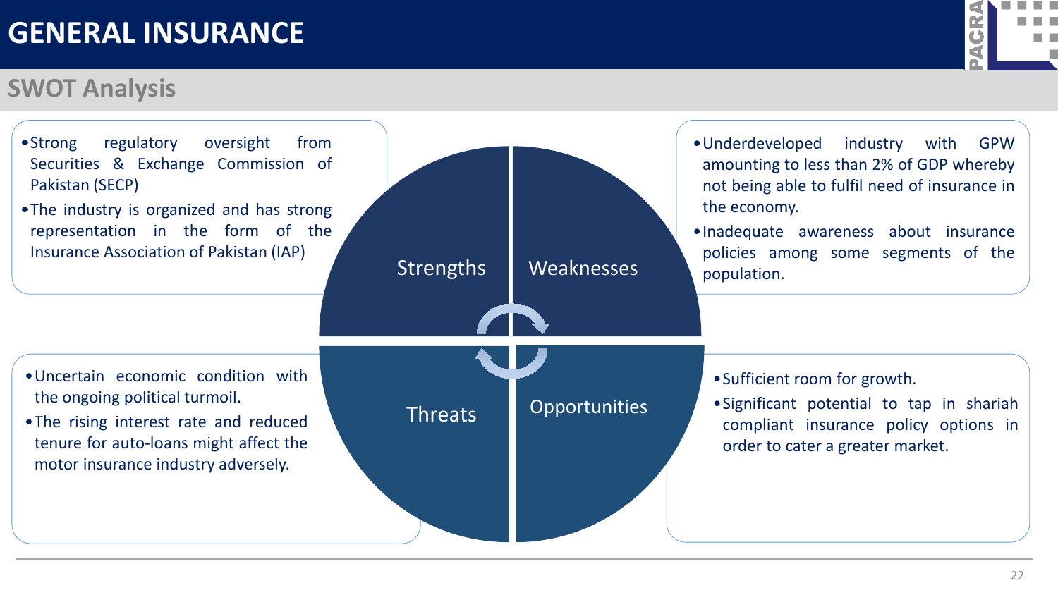# GENERAL INSURANCE

## SWOT Analysis

### Strengths

- Strong regulatory oversight from Securities & Exchange Commission of Pakistan (SECP)
- The industry is organized and has strong representation in the form of the Insurance Association of Pakistan (IAP)

### Weaknesses

- Underdeveloped industry with GPW amounting to less than 2% of GDP whereby not being able to fulfil need of insurance in the economy.
- Inadequate awareness about insurance policies among some segments of the population.

### Threats

- Uncertain economic condition with the ongoing political turmoil.
- The rising interest rate and reduced tenure for auto-loans might affect the motor insurance industry adversely.

### Opportunities

- Sufficient room for growth.
- Significant potential to tap in shariah compliant insurance policy options in order to cater a greater market.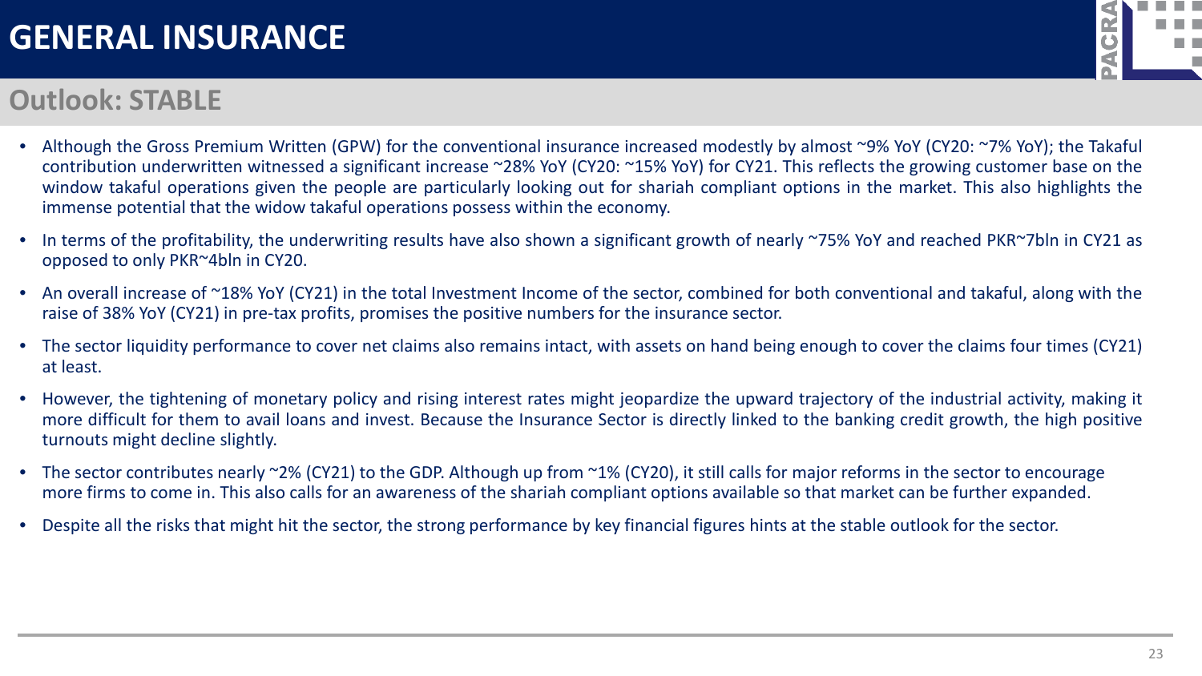# GENERAL INSURANCE

## Outlook: STABLE

- Although the Gross Premium Written (GPW) for the conventional insurance increased modestly by almost ~9% YoY (CY20: ~7% YoY); the Takaful contribution underwritten witnessed a significant increase ~28% YoY (CY20: ~15% YoY) for CY21. This reflects the growing customer base on the window takaful operations given the people are particularly looking out for shariah compliant options in the market. This also highlights the immense potential that the widow takaful operations possess within the economy.
- In terms of the profitability, the underwriting results have also shown a significant growth of nearly ~75% YoY and reached PKR~7bln in CY21 as opposed to only PKR~4bln in CY20.
- An overall increase of ~18% YoY (CY21) in the total Investment Income of the sector, combined for both conventional and takaful, along with the raise of 38% YoY (CY21) in pre-tax profits, promises the positive numbers for the insurance sector.
- The sector liquidity performance to cover net claims also remains intact, with assets on hand being enough to cover the claims four times (CY21) at least.
- However, the tightening of monetary policy and rising interest rates might jeopardize the upward trajectory of the industrial activity, making it more difficult for them to avail loans and invest. Because the Insurance Sector is directly linked to the banking credit growth, the high positive turnouts might decline slightly.
- The sector contributes nearly ~2% (CY21) to the GDP. Although up from ~1% (CY20), it still calls for major reforms in the sector to encourage more firms to come in. This also calls for an awareness of the shariah compliant options available so that market can be further expanded.
- Despite all the risks that might hit the sector, the strong performance by key financial figures hints at the stable outlook for the sector.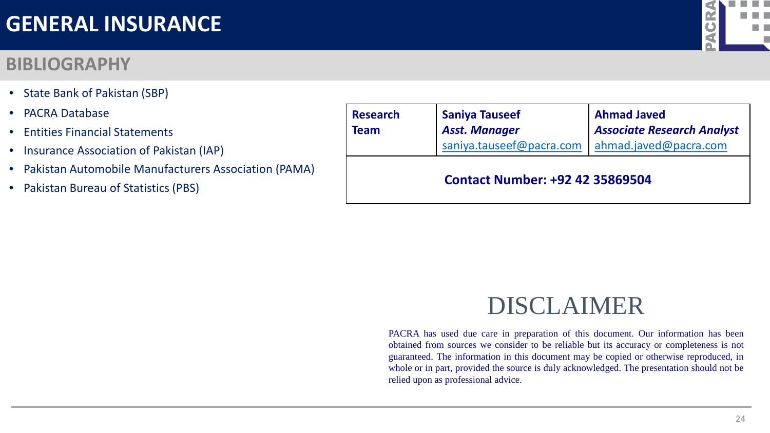# GENERAL INSURANCE

## BIBLIOGRAPHY

- State Bank of Pakistan (SBP)
- PACRA Database
- Entities Financial Statements
- Insurance Association of Pakistan (IAP)
- Pakistan Automobile Manufacturers Association (PAMA)
- Pakistan Bureau of Statistics (PBS)

| | | |
|---|---|---|
| **Research Team** | **Saniya Tauseef**<br>***Asst. Manager***<br>saniya.tauseef@pacra.com | **Ahmad Javed**<br>***Associate Research Analyst***<br>ahmad.javed@pacra.com |
| **Contact Number: +92 42 35869504** | | |

## DISCLAIMER

PACRA has used due care in preparation of this document. Our information has been obtained from sources we consider to be reliable but its accuracy or completeness is not guaranteed. The information in this document may be copied or otherwise reproduced, in whole or in part, provided the source is duly acknowledged. The presentation should not be relied upon as professional advice.